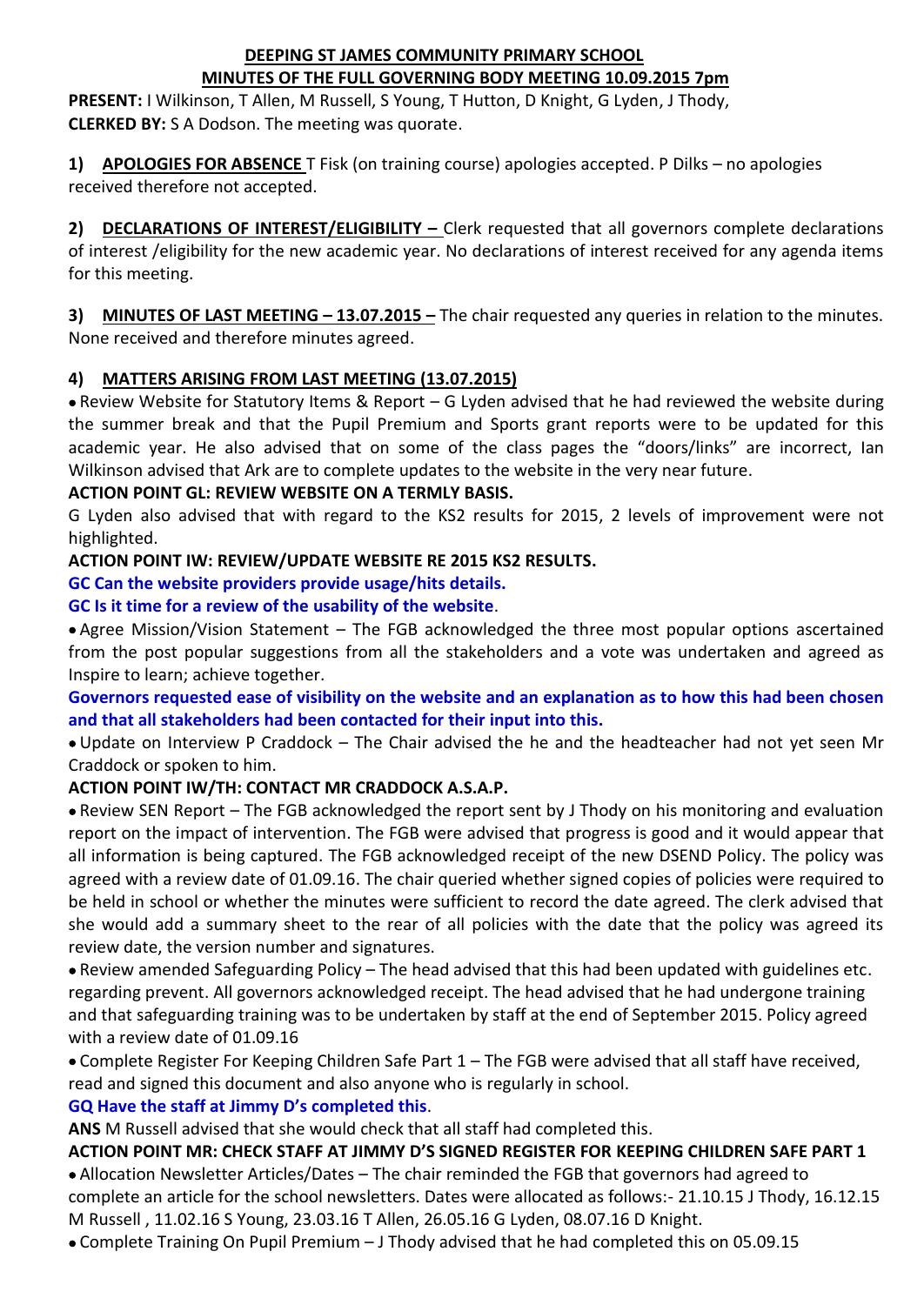# DEEPING ST JAMES COMMUNITY PRIMARY SCHOOL
## MINUTES OF THE FULL GOVERNING BODY MEETING 10.09.2015 7pm

**PRESENT:** I Wilkinson, T Allen, M Russell, S Young, T Hutton, D Knight, G Lyden, J Thody,
**CLERKED BY:** S A Dodson. The meeting was quorate.

**1) APOLOGIES FOR ABSENCE** T Fisk (on training course) apologies accepted. P Dilks – no apologies received therefore not accepted.

**2) DECLARATIONS OF INTEREST/ELIGIBILITY –** Clerk requested that all governors complete declarations of interest /eligibility for the new academic year. No declarations of interest received for any agenda items for this meeting.

**3) MINUTES OF LAST MEETING – 13.07.2015 –** The chair requested any queries in relation to the minutes. None received and therefore minutes agreed.

**4) MATTERS ARISING FROM LAST MEETING (13.07.2015)**

- Review Website for Statutory Items & Report – G Lyden advised that he had reviewed the website during the summer break and that the Pupil Premium and Sports grant reports were to be updated for this academic year. He also advised that on some of the class pages the "doors/links" are incorrect, Ian Wilkinson advised that Ark are to complete updates to the website in the very near future.

**ACTION POINT GL: REVIEW WEBSITE ON A TERMLY BASIS.**

G Lyden also advised that with regard to the KS2 results for 2015, 2 levels of improvement were not highlighted.

**ACTION POINT IW: REVIEW/UPDATE WEBSITE RE 2015 KS2 RESULTS.**

**GC Can the website providers provide usage/hits details.**

**GC Is it time for a review of the usability of the website.**

- Agree Mission/Vision Statement – The FGB acknowledged the three most popular options ascertained from the post popular suggestions from all the stakeholders and a vote was undertaken and agreed as Inspire to learn; achieve together.

**Governors requested ease of visibility on the website and an explanation as to how this had been chosen and that all stakeholders had been contacted for their input into this.**

- Update on Interview P Craddock – The Chair advised the he and the headteacher had not yet seen Mr Craddock or spoken to him.

**ACTION POINT IW/TH: CONTACT MR CRADDOCK A.S.A.P.**

- Review SEN Report – The FGB acknowledged the report sent by J Thody on his monitoring and evaluation report on the impact of intervention. The FGB were advised that progress is good and it would appear that all information is being captured. The FGB acknowledged receipt of the new DSEND Policy. The policy was agreed with a review date of 01.09.16. The chair queried whether signed copies of policies were required to be held in school or whether the minutes were sufficient to record the date agreed. The clerk advised that she would add a summary sheet to the rear of all policies with the date that the policy was agreed its review date, the version number and signatures.
- Review amended Safeguarding Policy – The head advised that this had been updated with guidelines etc. regarding prevent. All governors acknowledged receipt. The head advised that he had undergone training and that safeguarding training was to be undertaken by staff at the end of September 2015. Policy agreed with a review date of 01.09.16
- Complete Register For Keeping Children Safe Part 1 – The FGB were advised that all staff have received, read and signed this document and also anyone who is regularly in school.

**GQ Have the staff at Jimmy D's completed this.**

**ANS** M Russell advised that she would check that all staff had completed this.

**ACTION POINT MR: CHECK STAFF AT JIMMY D'S SIGNED REGISTER FOR KEEPING CHILDREN SAFE PART 1**

- Allocation Newsletter Articles/Dates – The chair reminded the FGB that governors had agreed to complete an article for the school newsletters. Dates were allocated as follows:- 21.10.15 J Thody, 16.12.15 M Russell , 11.02.16 S Young, 23.03.16 T Allen, 26.05.16 G Lyden, 08.07.16 D Knight.
- Complete Training On Pupil Premium – J Thody advised that he had completed this on 05.09.15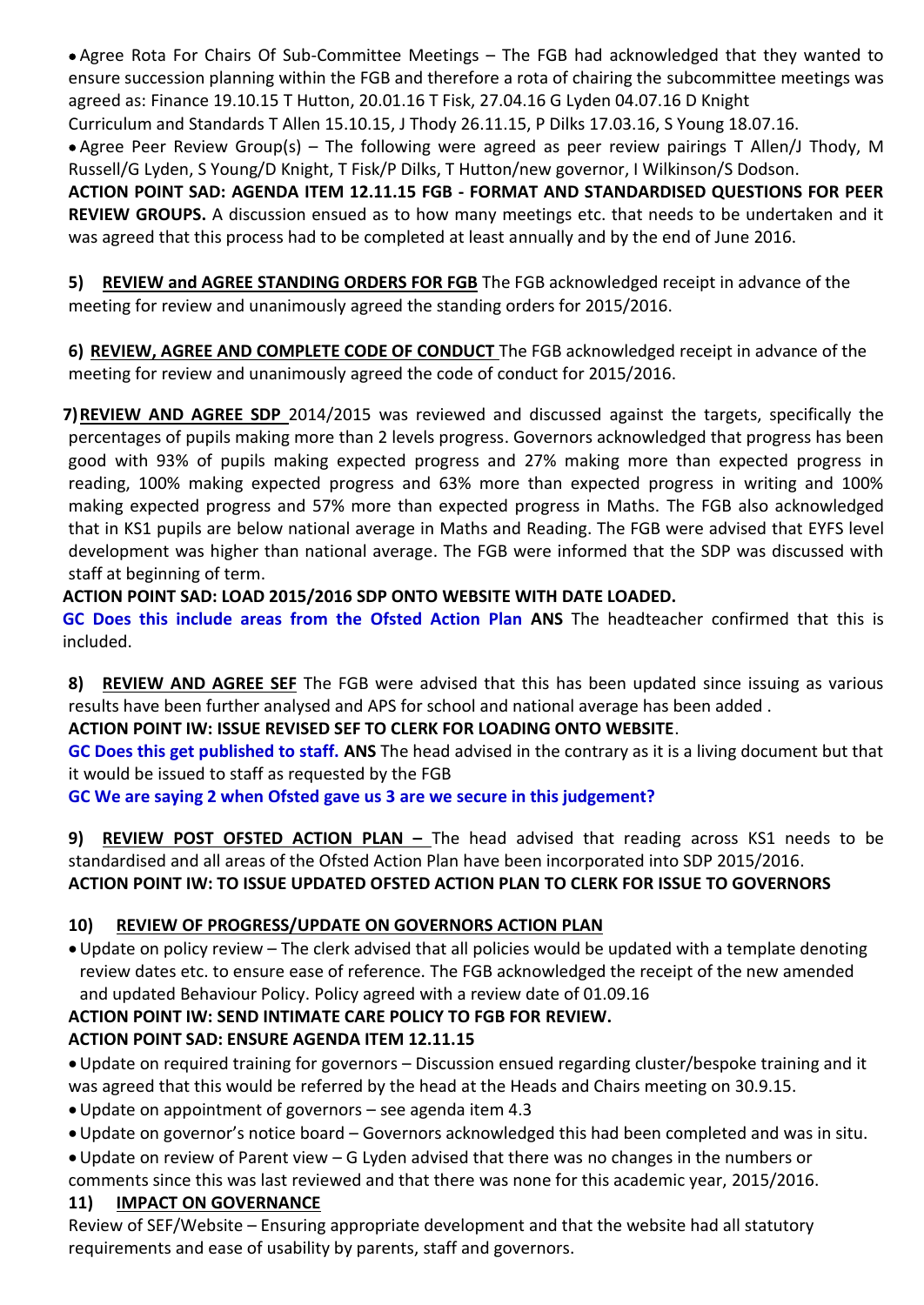- Agree Rota For Chairs Of Sub-Committee Meetings – The FGB had acknowledged that they wanted to ensure succession planning within the FGB and therefore a rota of chairing the subcommittee meetings was agreed as: Finance 19.10.15 T Hutton, 20.01.16 T Fisk, 27.04.16 G Lyden 04.07.16 D Knight Curriculum and Standards T Allen 15.10.15, J Thody 26.11.15, P Dilks 17.03.16, S Young 18.07.16.
- Agree Peer Review Group(s) – The following were agreed as peer review pairings T Allen/J Thody, M Russell/G Lyden, S Young/D Knight, T Fisk/P Dilks, T Hutton/new governor, I Wilkinson/S Dodson.

**ACTION POINT SAD: AGENDA ITEM 12.11.15 FGB - FORMAT AND STANDARDISED QUESTIONS FOR PEER REVIEW GROUPS.** A discussion ensued as to how many meetings etc. that needs to be undertaken and it was agreed that this process had to be completed at least annually and by the end of June 2016.

**5) <u>REVIEW and AGREE STANDING ORDERS FOR FGB</u>** The FGB acknowledged receipt in advance of the meeting for review and unanimously agreed the standing orders for 2015/2016.

**6) <u>REVIEW, AGREE AND COMPLETE CODE OF CONDUCT</u>** The FGB acknowledged receipt in advance of the meeting for review and unanimously agreed the code of conduct for 2015/2016.

**7) <u>REVIEW AND AGREE SDP</u>** 2014/2015 was reviewed and discussed against the targets, specifically the percentages of pupils making more than 2 levels progress. Governors acknowledged that progress has been good with 93% of pupils making expected progress and 27% making more than expected progress in reading, 100% making expected progress and 63% more than expected progress in writing and 100% making expected progress and 57% more than expected progress in Maths. The FGB also acknowledged that in KS1 pupils are below national average in Maths and Reading. The FGB were advised that EYFS level development was higher than national average. The FGB were informed that the SDP was discussed with staff at beginning of term.

**ACTION POINT SAD: LOAD 2015/2016 SDP ONTO WEBSITE WITH DATE LOADED.**

**GC Does this include areas from the Ofsted Action Plan ANS** The headteacher confirmed that this is included.

**8) <u>REVIEW AND AGREE SEF</u>** The FGB were advised that this has been updated since issuing as various results have been further analysed and APS for school and national average has been added .

**ACTION POINT IW: ISSUE REVISED SEF TO CLERK FOR LOADING ONTO WEBSITE**.

**GC Does this get published to staff. ANS** The head advised in the contrary as it is a living document but that it would be issued to staff as requested by the FGB

**GC We are saying 2 when Ofsted gave us 3 are we secure in this judgement?**

**9) <u>REVIEW POST OFSTED ACTION PLAN –</u>** The head advised that reading across KS1 needs to be standardised and all areas of the Ofsted Action Plan have been incorporated into SDP 2015/2016.

**ACTION POINT IW: TO ISSUE UPDATED OFSTED ACTION PLAN TO CLERK FOR ISSUE TO GOVERNORS**

**10) <u>REVIEW OF PROGRESS/UPDATE ON GOVERNORS ACTION PLAN</u>**

- Update on policy review – The clerk advised that all policies would be updated with a template denoting review dates etc. to ensure ease of reference. The FGB acknowledged the receipt of the new amended and updated Behaviour Policy. Policy agreed with a review date of 01.09.16

**ACTION POINT IW: SEND INTIMATE CARE POLICY TO FGB FOR REVIEW.**

**ACTION POINT SAD: ENSURE AGENDA ITEM 12.11.15**

- Update on required training for governors – Discussion ensued regarding cluster/bespoke training and it was agreed that this would be referred by the head at the Heads and Chairs meeting on 30.9.15.
- Update on appointment of governors – see agenda item 4.3
- Update on governor's notice board – Governors acknowledged this had been completed and was in situ.
- Update on review of Parent view – G Lyden advised that there was no changes in the numbers or comments since this was last reviewed and that there was none for this academic year, 2015/2016.

**11) <u>IMPACT ON GOVERNANCE</u>**

Review of SEF/Website – Ensuring appropriate development and that the website had all statutory requirements and ease of usability by parents, staff and governors.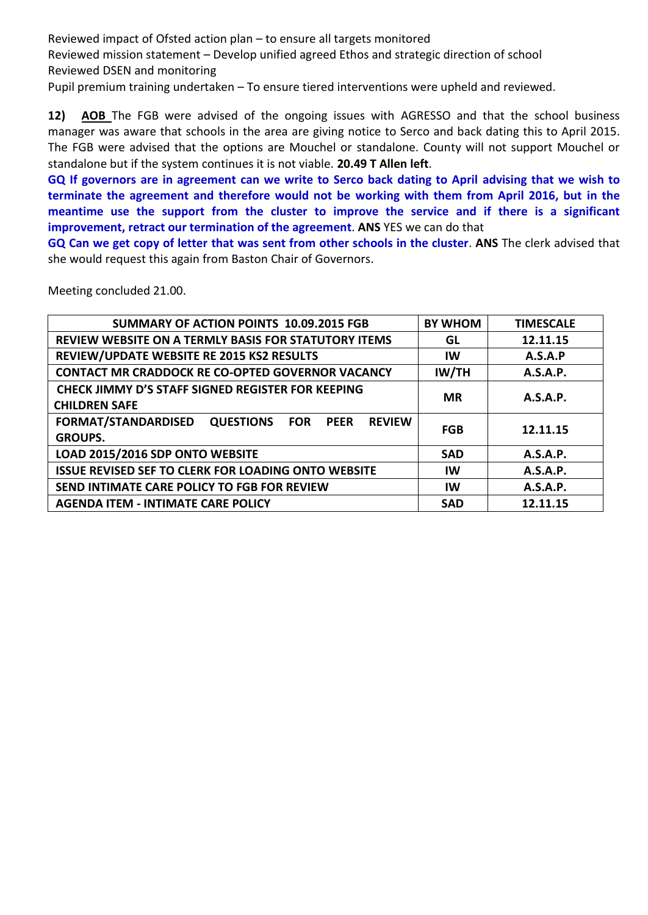Reviewed impact of Ofsted action plan – to ensure all targets monitored
Reviewed mission statement – Develop unified agreed Ethos and strategic direction of school
Reviewed DSEN and monitoring
Pupil premium training undertaken – To ensure tiered interventions were upheld and reviewed.

**12)** **AOB** The FGB were advised of the ongoing issues with AGRESSO and that the school business manager was aware that schools in the area are giving notice to Serco and back dating this to April 2015. The FGB were advised that the options are Mouchel or standalone. County will not support Mouchel or standalone but if the system continues it is not viable. **20.49 T Allen left**.

**GQ If governors are in agreement can we write to Serco back dating to April advising that we wish to terminate the agreement and therefore would not be working with them from April 2016, but in the meantime use the support from the cluster to improve the service and if there is a significant improvement, retract our termination of the agreement**. **ANS** YES we can do that

**GQ Can we get copy of letter that was sent from other schools in the cluster**. **ANS** The clerk advised that she would request this again from Baston Chair of Governors.

Meeting concluded 21.00.

| SUMMARY OF ACTION POINTS 10.09.2015 FGB | BY WHOM | TIMESCALE |
|---|---|---|
| REVIEW WEBSITE ON A TERMLY BASIS FOR STATUTORY ITEMS | GL | 12.11.15 |
| REVIEW/UPDATE WEBSITE RE 2015 KS2 RESULTS | IW | A.S.A.P |
| CONTACT MR CRADDOCK RE CO-OPTED GOVERNOR VACANCY | IW/TH | A.S.A.P. |
| CHECK JIMMY D'S STAFF SIGNED REGISTER FOR KEEPING CHILDREN SAFE | MR | A.S.A.P. |
| FORMAT/STANDARDISED QUESTIONS FOR PEER REVIEW GROUPS. | FGB | 12.11.15 |
| LOAD 2015/2016 SDP ONTO WEBSITE | SAD | A.S.A.P. |
| ISSUE REVISED SEF TO CLERK FOR LOADING ONTO WEBSITE | IW | A.S.A.P. |
| SEND INTIMATE CARE POLICY TO FGB FOR REVIEW | IW | A.S.A.P. |
| AGENDA ITEM - INTIMATE CARE POLICY | SAD | 12.11.15 |